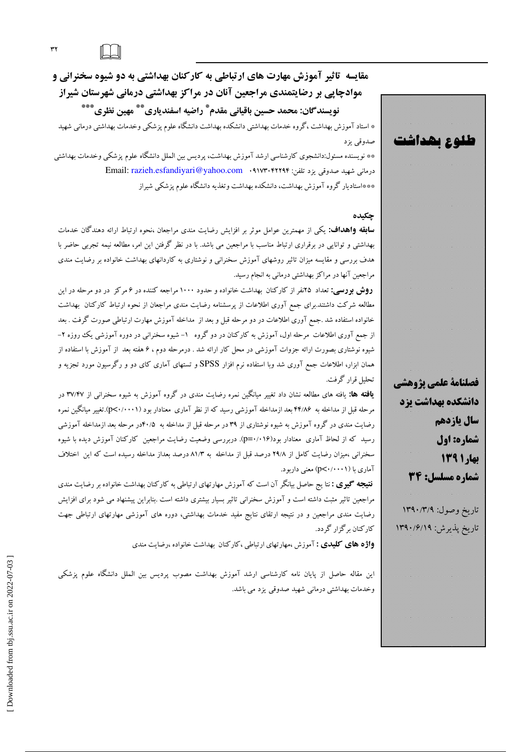# مقایسه تاثیر آموزش مهارت های ارتباطی به کارکنان بهداشتی به دو شیوه سخنرانی و موادچاپی بر رضایتمندی مراجعین آنان در مراکز بهداشتی درمانی شهرستان شیراز

**نویسندگان: محمد حسین باقیانی مقدم[*] راضیه اسفندیاری[**] مهین نظری[***]**

* استاد آموزش بهداشت ، گروه خدمات بهداشتی دانشکده بهداشت دانشگاه علوم پزشکی وخدمات بهداشتی درمانی شهید صدوقی یزد

** نویسنده مسئول:دانشجوی کارشناسی ارشد آموزش بهداشت، پردیس بین الملل دانشگاه علوم پزشکی وخدمات بهداشتی درمانی شهید صدوقی یزد تلفن: ۰۹۱۷۳۰۴۲۲۹۴ Email: razieh.esfandiyari@yahoo.com

***استادیار گروه آموزش بهداشت، دانشکده بهداشت وتغذیه دانشگاه علوم پزشکی شیراز

طلوع بهداشت

فصلنامهٔ علمی پژوهشی دانشکده بهداشت یزد
سال یازدهم
شماره: اول
بهار ۱۳۹۱
شماره مسلسل: ۳۴

تاریخ وصول: ۱۳۹۰/۳/۹
تاریخ پذیرش: ۱۳۹۰/۶/۱۹

## چکیده

**سابقه واهداف:** یکی از مهمترین عوامل موثر بر افزایش رضایت مندی مراجعان ،نحوه ارتباط ارائه دهندگان خدمات بهداشتی و توانایی در برقراری ارتباط مناسب با مراجعین می باشد. با در نظر گرفتن این امر، مطالعه نیمه تجربی حاضر با هدف بررسی و مقایسه میزان تاثیر روشهای آموزش سخنرانی و نوشتاری به کاردانهای بهداشت خانواده بر رضایت مندی مراجعین آنها در مراکز بهداشتی درمانی به انجام رسید.

**روش بررسی:** تعداد ۲۵نفر از کارکنان بهداشت خانواده و حدود ۱۰۰۰ مراجعه کننده در ۶ مرکز در دو مرحله در این مطالعه شرکت داشتند.برای جمع آوری اطلاعات از پرسشنامه رضایت مندی مراجعان از نحوه ارتباط کارکنان بهداشت خانواده استفاده شد .جمع آوری اطلاعات در دو مرحله قبل و بعد از مداخله آموزش مهارت ارتباطی صورت گرفت . بعد از جمع آوری اطلاعات مرحله اول، آموزش به کارکنان در دو گروه ۱- شیوه سخنرانی در دوره آموزشی یک روزه ۲- شیوه نوشتاری بصورت ارائه جزوات آموزشی در محل کار ارائه شد . درمرحله دوم ، ۶ هفته بعد از آموزش با استفاده از همان ابزار، اطلاعات جمع آوری شد وبا استفاده نرم افزار SPSS و تستهای آماری کای دو و رگرسیون مورد تجزیه و تحلیل قرار گرفت.

**یافته ها:** یافته های مطالعه نشان داد تغییر میانگین نمره رضایت مندی در گروه آموزش به شیوه سخنرانی از ۳۷/۴۷ در مرحله قبل از مداخله به ۴۴/۸۶ بعد ازمداخله آموزشی رسید که از نظر آماری معنادار بود ($p<0/0001$).تغییر میانگین نمره رضایت مندی در گروه آموزش به شیوه نوشتاری از ۳۹ در مرحله قبل از مداخله به ۴۰/۵در مرحله بعد ازمداخله آموزشی رسید که از لحاظ آماری معنادار بود($p=0/016$). دربررسی وضعیت رضایت مراجعین کارکنان آموزش دیده با شیوه سخنرانی ،میزان رضایت کامل از ۲۹/۸ درصد قبل از مداخله به ۸۱/۳ درصد بعداز مداخله رسیده است که این اختلاف آماری با ($p<0/0001$) معنی داربود.

**نتیجه گیری :** نتا یج حاصل بیانگر آن است که آموزش مهارتهای ارتباطی به کارکنان بهداشت خانواده بر رضایت مندی مراجعین تاثیر مثبت داشته است و آموزش سخنرانی تاثیر بسیار بیشتری داشته است .بنابراین پیشنهاد می شود برای افزایش رضایت مندی مراجعین و در نتیجه ارتقای نتایج مفید خدمات بهداشتی، دوره های آموزشی مهارتهای ارتباطی جهت کارکنان برگزار گردد.

**واژه های کلیدی :** آموزش ،مهارتهای ارتباطی ،کارکنان بهداشت خانواده ،رضایت مندی

این مقاله حاصل از پایان نامه کارشناسی ارشد آموزش بهداشت مصوب پردیس بین الملل دانشگاه علوم پزشکی وخدمات بهداشتی درمانی شهید صدوقی یزد می باشد.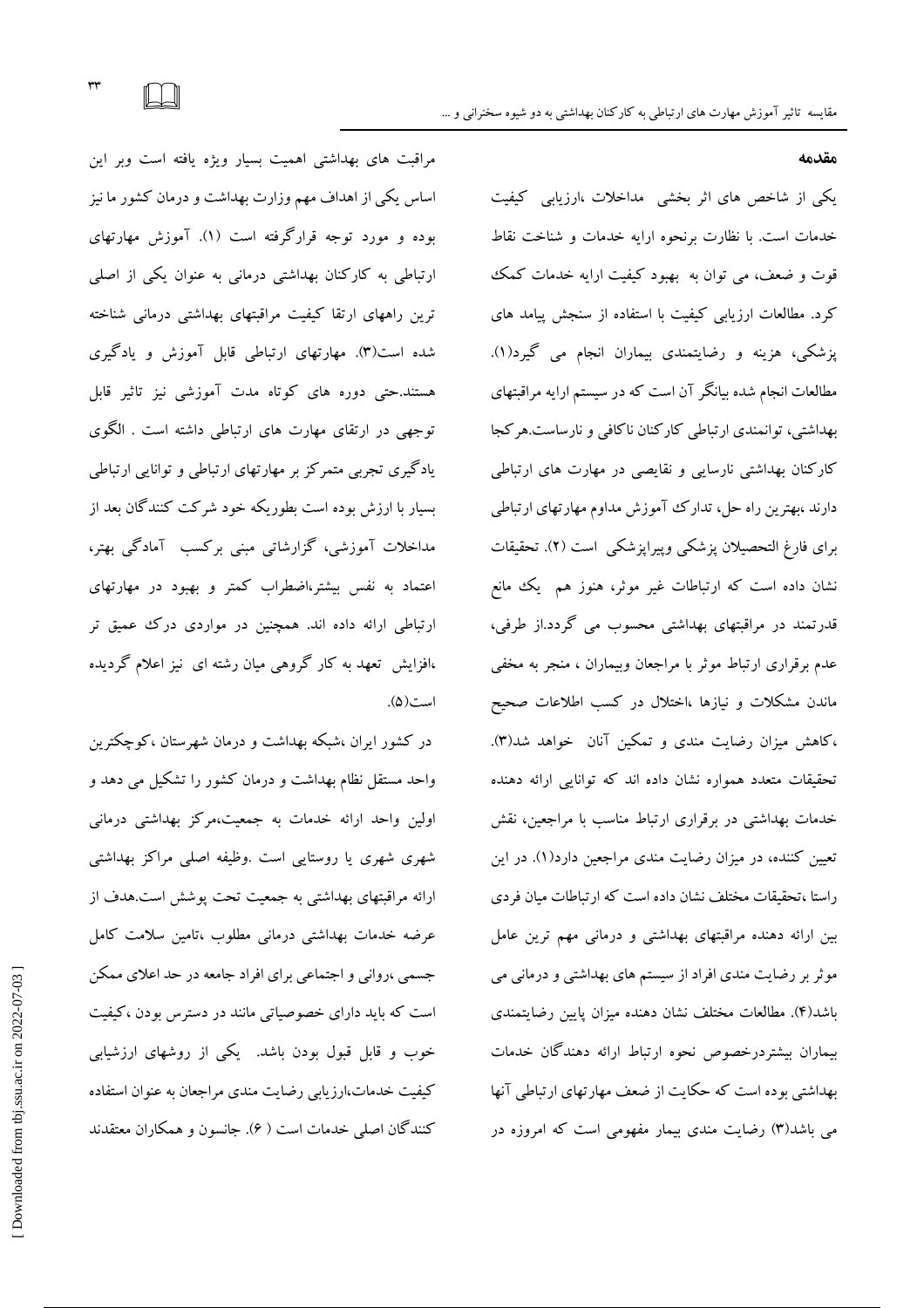## مقدمه

یکی از شاخص های اثر بخشی مداخلات ،ارزیابی کیفیت خدمات است. با نظارت برنحوه ارایه خدمات و شناخت نقاط قوت و ضعف، می توان به بهبود کیفیت ارایه خدمات کمک کرد. مطالعات ارزیابی کیفیت با استفاده از سنجش پیامد های پزشکی، هزینه و رضایتمندی بیماران انجام می گیرد(۱). مطالعات انجام شده بیانگر آن است که در سیستم ارایه مراقبتهای بهداشتی، توانمندی ارتباطی کارکنان ناکافی و نارساست.هرکجا کارکنان بهداشتی نارسایی و نقایصی در مهارت های ارتباطی دارند ،بهترین راه حل، تدارک آموزش مداوم مهارتهای ارتباطی برای فارغ التحصیلان پزشکی وپیراپزشکی است (۲). تحقیقات نشان داده است که ارتباطات غیر موثر، هنوز هم یک مانع قدرتمند در مراقبتهای بهداشتی محسوب می گردد.از طرفی، عدم برقراری ارتباط موثر با مراجعان وبیماران ، منجر به مخفی ماندن مشکلات و نیازها ،اختلال در کسب اطلاعات صحیح ،کاهش میزان رضایت مندی و تمکین آنان خواهد شد(۳). تحقیقات متعدد همواره نشان داده اند که توانایی ارائه دهنده خدمات بهداشتی در برقراری ارتباط مناسب با مراجعین، نقش تعیین کننده، در میزان رضایت مندی مراجعین دارد(۱). در این راستا ،تحقیقات مختلف نشان داده است که ارتباطات میان فردی بین ارائه دهنده مراقبتهای بهداشتی و درمانی مهم ترین عامل موثر بر رضایت مندی افراد از سیستم های بهداشتی و درمانی می باشد(۴). مطالعات مختلف نشان دهنده میزان پایین رضایتمندی بیماران بیشتردرخصوص نحوه ارتباط ارائه دهندگان خدمات بهداشتی بوده است که حکایت از ضعف مهارتهای ارتباطی آنها می باشد(۳) رضایت مندی بیمار مفهومی است که امروزه در مراقبت های بهداشتی اهمیت بسیار ویژه یافته است وبر این اساس یکی از اهداف مهم وزارت بهداشت و درمان کشور ما نیز بوده و مورد توجه قرارگرفته است (۱). آموزش مهارتهای ارتباطی به کارکنان بهداشتی درمانی به عنوان یکی از اصلی ترین راههای ارتقا کیفیت مراقبتهای بهداشتی درمانی شناخته شده است(۳). مهارتهای ارتباطی قابل آموزش و یادگیری هستند.حتی دوره های کوتاه مدت آموزشی نیز تاثیر قابل توجهی در ارتقای مهارت های ارتباطی داشته است . الگوی یادگیری تجربی متمرکز بر مهارتهای ارتباطی و توانایی ارتباطی بسیار با ارزش بوده است بطوریکه خود شرکت کنندگان بعد از مداخلات آموزشی، گزارشاتی مبنی برکسب آمادگی بهتر، اعتماد به نفس بیشتر،اضطراب کمتر و بهبود در مهارتهای ارتباطی ارائه داده اند. همچنین در مواردی درک عمیق تر ،افزایش تعهد به کار گروهی میان رشته ای نیز اعلام گردیده است(۵).

در کشور ایران ،شبکه بهداشت و درمان شهرستان ،کوچکترین واحد مستقل نظام بهداشت و درمان کشور را تشکیل می دهد و اولین واحد ارائه خدمات به جمعیت،مرکز بهداشتی درمانی شهری یا روستایی است .وظیفه اصلی مراکز بهداشتی ارائه مراقبتهای بهداشتی به جمعیت تحت پوشش است.هدف از عرضه خدمات بهداشتی درمانی مطلوب ،تامین سلامت کامل جسمی ،روانی و اجتماعی برای افراد جامعه در حد اعلای ممکن است که باید دارای خصوصیاتی مانند در دسترس بودن ،کیفیت خوب و قابل قبول بودن باشد. یکی از روشهای ارزشیابی کیفیت خدمات،ارزیابی رضایت مندی مراجعان به عنوان استفاده کنندگان اصلی خدمات است ( ۶). جانسون و همکاران معتقدند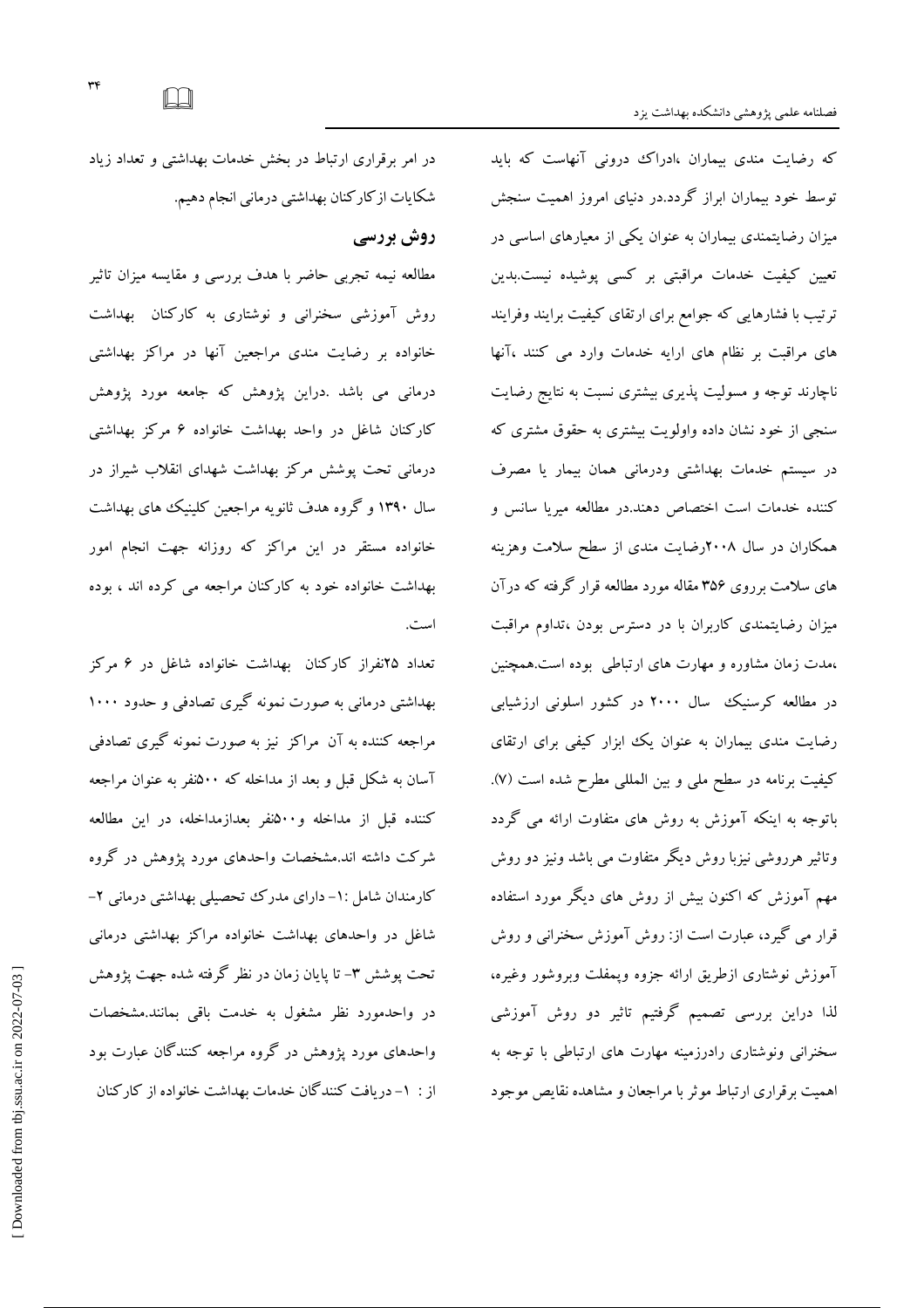که رضایت مندی بیماران ،ادراک درونی آنهاست که باید توسط خود بیماران ابراز گردد.در دنیای امروز اهمیت سنجش میزان رضایتمندی بیماران به عنوان یکی از معیارهای اساسی در تعیین کیفیت خدمات مراقبتی بر کسی پوشیده نیست.بدین ترتیب با فشارهایی که جوامع برای ارتقای کیفیت برایند وفرایند های مراقبت بر نظام های ارایه خدمات وارد می کنند ،آنها ناچارند توجه و مسولیت پذیری بیشتری نسبت به نتایج رضایت سنجی از خود نشان داده واولویت بیشتری به حقوق مشتری که در سیستم خدمات بهداشتی ودرمانی همان بیمار یا مصرف کننده خدمات است اختصاص دهند.در مطالعه میریا سانس و همکاران در سال ۲۰۰۸رضایت مندی از سطح سلامت وهزینه های سلامت برروی ۳۵۶ مقاله مورد مطالعه قرار گرفته که درآن میزان رضایتمندی کاربران با در دسترس بودن ،تداوم مراقبت ،مدت زمان مشاوره و مهارت های ارتباطی بوده است.همچنین در مطالعه کرسنیک سال ۲۰۰۰ در کشور اسلونی ارزشیابی رضایت مندی بیماران به عنوان یک ابزار کیفی برای ارتقای کیفیت برنامه در سطح ملی و بین المللی مطرح شده است (۷). باتوجه به اینکه آموزش به روش های متفاوت ارائه می گردد وتاثیر هرروشی نیزبا روش دیگر متفاوت می باشد ونیز دو روش مهم آموزش که اکنون بیش از روش های دیگر مورد استفاده قرار می گیرد، عبارت است از: روش آموزش سخنرانی و روش آموزش نوشتاری ازطریق ارائه جزوه وپمفلت وبروشور وغیره، لذا دراین بررسی تصمیم گرفتیم تاثیر دو روش آموزشی سخنرانی ونوشتاری رادرزمینه مهارت های ارتباطی با توجه به اهمیت برقراری ارتباط موثر با مراجعان و مشاهده نقایص موجود در امر برقراری ارتباط در بخش خدمات بهداشتی و تعداد زیاد شکایات ازکارکنان بهداشتی درمانی انجام دهیم.

## روش بررسی

مطالعه نیمه تجربی حاضر با هدف بررسی و مقایسه میزان تاثیر روش آموزشی سخنرانی و نوشتاری به کارکنان بهداشت خانواده بر رضایت مندی مراجعین آنها در مراکز بهداشتی درمانی می باشد .دراین پژوهش که جامعه مورد پژوهش کارکنان شاغل در واحد بهداشت خانواده ۶ مرکز بهداشتی درمانی تحت پوشش مرکز بهداشت شهدای انقلاب شیراز در سال ۱۳۹۰ و گروه هدف ثانویه مراجعین کلینیک های بهداشت خانواده مستقر در این مراکز که روزانه جهت انجام امور بهداشت خانواده خود به کارکنان مراجعه می کرده اند ، بوده است.

تعداد ۲۵نفراز کارکنان بهداشت خانواده شاغل در ۶ مرکز بهداشتی درمانی به صورت نمونه گیری تصادفی و حدود ۱۰۰۰ مراجعه کننده به آن مراکز نیز به صورت نمونه گیری تصادفی آسان به شکل قبل و بعد از مداخله که ۵۰۰نفر به عنوان مراجعه کننده قبل از مداخله و۵۰۰نفر بعدازمداخله، در این مطالعه شرکت داشته اند.مشخصات واحدهای مورد پژوهش در گروه کارمندان شامل :۱- دارای مدرک تحصیلی بهداشتی درمانی ۲- شاغل در واحدهای بهداشت خانواده مراکز بهداشتی درمانی تحت پوشش ۳- تا پایان زمان در نظر گرفته شده جهت پژوهش در واحدمورد نظر مشغول به خدمت باقی بمانند.مشخصات واحدهای مورد پژوهش در گروه مراجعه کنندگان عبارت بود از : ۱- دریافت کنندگان خدمات بهداشت خانواده از کارکنان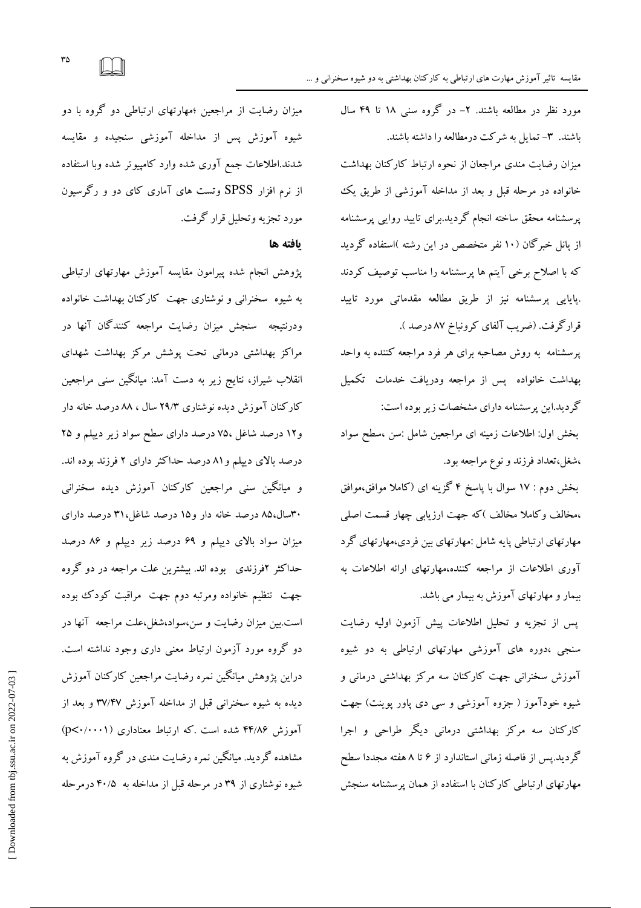مورد نظر در مطالعه باشند. ۲- در گروه سنی ۱۸ تا ۴۹ سال باشند. ۳- تمایل به شرکت درمطالعه را داشته باشند.

میزان رضایت مندی مراجعان از نحوه ارتباط کارکنان بهداشت خانواده در مرحله قبل و بعد از مداخله آموزشی از طریق یک پرسشنامه محقق ساخته انجام گردید.برای تایید روایی پرسشنامه از پانل خبرگان (۱۰ نفر متخصص در این رشته )استفاده گردید که با اصلاح برخی آیتم ها پرسشنامه را مناسب توصیف کردند .پایایی پرسشنامه نیز از طریق مطالعه مقدماتی مورد تایید قرارگرفت. (ضریب آلفای کرونباخ ۸۷ درصد ).

پرسشنامه به روش مصاحبه برای هر فرد مراجعه کننده به واحد بهداشت خانواده پس از مراجعه ودریافت خدمات تکمیل گردید.این پرسشنامه دارای مشخصات زیر بوده است:

بخش اول: اطلاعات زمینه ای مراجعین شامل :سن ،سطح سواد ،شغل،تعداد فرزند و نوع مراجعه بود.

بخش دوم : ۱۷ سوال با پاسخ ۴ گزینه ای (کاملا موافق،موافق ،مخالف وکاملا مخالف )که جهت ارزیابی چهار قسمت اصلی مهارتهای ارتباطی پایه شامل :مهارتهای بین فردی،مهارتهای گرد آوری اطلاعات از مراجعه کننده،مهارتهای ارائه اطلاعات به بیمار و مهارتهای آموزش به بیمار می باشد.

پس از تجزیه و تحلیل اطلاعات پیش آزمون اولیه رضایت سنجی ،دوره های آموزشی مهارتهای ارتباطی به دو شیوه آموزش سخنرانی جهت کارکنان سه مرکز بهداشتی درمانی و شیوه خودآموز ( جزوه آموزشی و سی دی پاور پوینت) جهت کارکنان سه مرکز بهداشتی درمانی دیگر طراحی و اجرا گردید.پس از فاصله زمانی استاندارد از ۶ تا ۸ هفته مجددا سطح مهارتهای ارتباطی کارکنان با استفاده از همان پرسشنامه سنجش میزان رضایت از مراجعین ؛مهارتهای ارتباطی دو گروه با دو شیوه آموزش پس از مداخله آموزشی سنجیده و مقایسه شدند.اطلاعات جمع آوری شده وارد کامپیوتر شده وبا استفاده از نرم افزار SPSS وتست های آماری کای دو و رگرسیون مورد تجزیه وتحلیل قرار گرفت.

## یافته ها

پژوهش انجام شده پیرامون مقایسه آموزش مهارتهای ارتباطی به شیوه سخنرانی و نوشتاری جهت کارکنان بهداشت خانواده ودرنتیجه سنجش میزان رضایت مراجعه کنندگان آنها در مراکز بهداشتی درمانی تحت پوشش مرکز بهداشت شهدای انقلاب شیراز، نتایج زیر به دست آمد: میانگین سنی مراجعین کارکنان آموزش دیده نوشتاری ۲۹/۳ سال ، ۸۸ درصد خانه دار و۱۲ درصد شاغل ،۷۵ درصد دارای سطح سواد زیر دیپلم و ۲۵ درصد بالای دیپلم و۸۱ درصد حداکثر دارای ۲ فرزند بوده اند. و میانگین سنی مراجعین کارکنان آموزش دیده سخنرانی ۳۰سال،۸۵ درصد خانه دار و۱۵ درصد شاغل،۳۱ درصد دارای میزان سواد بالای دیپلم و ۶۹ درصد زیر دیپلم و ۸۶ درصد حداکثر ۲فرزندی بوده اند. بیشترین علت مراجعه در دو گروه جهت تنظیم خانواده ومرتبه دوم جهت مراقبت کودک بوده است.بین میزان رضایت و سن،سواد،شغل،علت مراجعه آنها در دو گروه مورد آزمون ارتباط معنی داری وجود نداشته است. دراین پژوهش میانگین نمره رضایت مراجعین کارکنان آموزش دیده به شیوه سخنرانی قبل از مداخله آموزش ۳۷/۴۷ و بعد از آموزش ۴۴/۸۶ شده است .که ارتباط معناداری ($p<0/0001$) مشاهده گردید. میانگین نمره رضایت مندی در گروه آموزش به شیوه نوشتاری از ۳۹ در مرحله قبل از مداخله به ۴۰/۵ درمرحله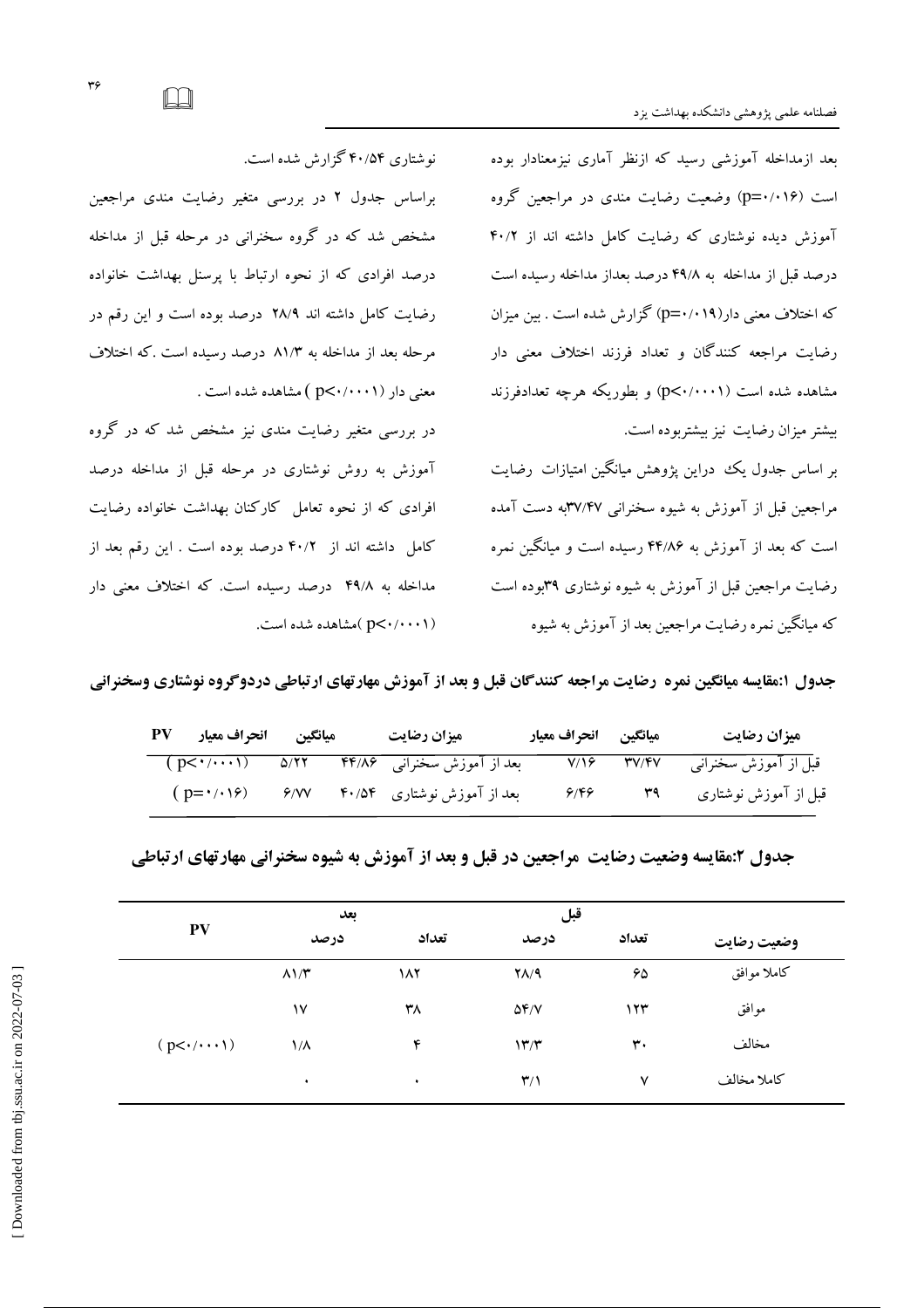بعد ازمداخله آموزشی رسید که ازنظر آماری نیزمعنادار بوده است (p=۰/۰۱۶) وضعیت رضایت مندی در مراجعین گروه آموزش دیده نوشتاری که رضایت کامل داشته اند از ۴۰/۲ درصد قبل از مداخله به ۴۹/۸ درصد بعداز مداخله رسیده است که اختلاف معنی دار(p=۰/۰۱۹) گزارش شده است . بین میزان رضایت مراجعه کنندگان و تعداد فرزند اختلاف معنی دار مشاهده شده است (p<۰/۰۰۰۱) و بطوریکه هرچه تعدادفرزند بیشتر میزان رضایت نیز بیشتربوده است.

بر اساس جدول یک دراین پژوهش میانگین امتیازات رضایت مراجعین قبل از آموزش به شیوه سخنرانی ۳۷/۴۷به دست آمده است که بعد از آموزش به ۴۴/۸۶ رسیده است و میانگین نمره رضایت مراجعین قبل از آموزش به شیوه نوشتاری ۳۹بوده است که میانگین نمره رضایت مراجعین بعد از آموزش به شیوه نوشتاری ۴۰/۵۴ گزارش شده است.

براساس جدول ۲ در بررسی متغیر رضایت مندی مراجعین مشخص شد که در گروه سخنرانی در مرحله قبل از مداخله درصد افرادی که از نحوه ارتباط با پرسنل بهداشت خانواده رضایت کامل داشته اند ۲۸/۹ درصد بوده است و این رقم در مرحله بعد از مداخله به ۸۱/۳ درصد رسیده است .که اختلاف معنی دار (p<۰/۰۰۰۱ ) مشاهده شده است .

در بررسی متغیر رضایت مندی نیز مشخص شد که در گروه آموزش به روش نوشتاری در مرحله قبل از مداخله درصد افرادی که از نحوه تعامل کارکنان بهداشت خانواده رضایت کامل داشته اند از ۴۰/۲ درصد بوده است . این رقم بعد از مداخله به ۴۹/۸ درصد رسیده است. که اختلاف معنی دار (p<۰/۰۰۰۱ )مشاهده شده است.

**جدول ۱:مقایسه میانگین نمره رضایت مراجعه کنندگان قبل و بعد از آموزش مهارتهای ارتباطی دردوگروه نوشتاری وسخنرانی**

| میزان رضایت | میانگین | انحراف معیار | میزان رضایت | میانگین | انحراف معیار | PV |
|---|---|---|---|---|---|---|
| قبل از آموزش سخنرانی | ۳۷/۴۷ | ۷/۱۶ | بعد از آموزش سخنرانی | ۴۴/۸۶ | ۵/۲۲ | (p<۰/۰۰۰۱) |
| قبل از آموزش نوشتاری | ۳۹ | ۶/۴۶ | بعد از آموزش نوشتاری | ۴۰/۵۴ | ۶/۷۷ | (p=۰/۰۱۶) |

**جدول ۲:مقایسه وضعیت رضایت مراجعین در قبل و بعد از آموزش به شیوه سخنرانی مهارتهای ارتباطی**

| وضعیت رضایت | قبل | | بعد | | PV |
|---|---|---|---|---|---|
| | تعداد | درصد | تعداد | درصد | |
| کاملا موافق | ۶۵ | ۲۸/۹ | ۱۸۲ | ۸۱/۳ | |
| موافق | ۱۲۳ | ۵۴/۷ | ۳۸ | ۱۷ | |
| مخالف | ۳۰ | ۱۳/۳ | ۴ | ۱/۸ | (p<۰/۰۰۰۱) |
| کاملا مخالف | ۷ | ۳/۱ | ۰ | ۰ | |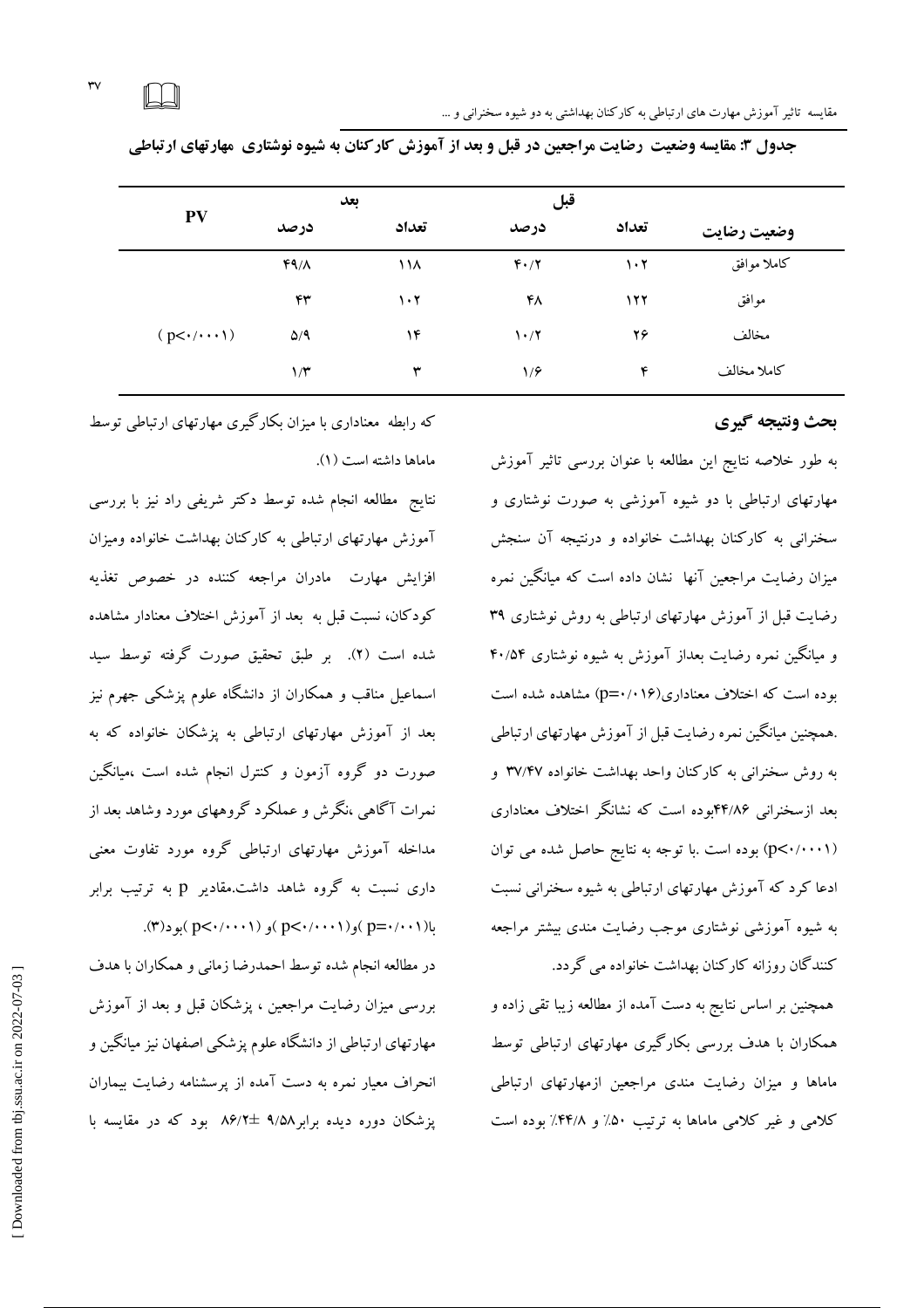**جدول ۳: مقایسه وضعیت رضایت مراجعین در قبل و بعد از آموزش کارکنان به شیوه نوشتاری مهارتهای ارتباطی**

| وضعیت رضایت | قبل | | بعد | | PV |
|---|---|---|---|---|---|
| | تعداد | درصد | تعداد | درصد | |
| کاملا موافق | ۱۰۲ | ۴۰/۲ | ۱۱۸ | ۴۹/۸ | |
| موافق | ۱۲۲ | ۴۸ | ۱۰۲ | ۴۳ | |
| مخالف | ۲۶ | ۱۰/۲ | ۱۴ | ۵/۹ | (p<۰/۰۰۰۱) |
| کاملا مخالف | ۴ | ۱/۶ | ۳ | ۱/۳ | |

## بحث ونتیجه گیری

به طور خلاصه نتایج این مطالعه با عنوان بررسی تاثیر آموزش مهارتهای ارتباطی با دو شیوه آموزشی به صورت نوشتاری و سخنرانی به کارکنان بهداشت خانواده و درنتیجه آن سنجش میزان رضایت مراجعین آنها نشان داده است که میانگین نمره رضایت قبل از آموزش مهارتهای ارتباطی به روش نوشتاری ۳۹ و میانگین نمره رضایت بعداز آموزش به شیوه نوشتاری ۴۰/۵۴ بوده است که اختلاف معناداری(p=۰/۰۱۶) مشاهده شده است .همچنین میانگین نمره رضایت قبل از آموزش مهارتهای ارتباطی به روش سخنرانی به کارکنان واحد بهداشت خانواده ۳۷/۴۷ و بعد ازسخنرانی ۴۴/۸۶بوده است که نشانگر اختلاف معناداری (p<۰/۰۰۰۱) بوده است .با توجه به نتایج حاصل شده می توان ادعا کرد که آموزش مهارتهای ارتباطی به شیوه سخنرانی نسبت به شیوه آموزشی نوشتاری موجب رضایت مندی بیشتر مراجعه کنندگان روزانه کارکنان بهداشت خانواده می گردد.

همچنین بر اساس نتایج به دست آمده از مطالعه زیبا تقی زاده و همکاران با هدف بررسی بکارگیری مهارتهای ارتباطی توسط ماماها و میزان رضایت مندی مراجعین ازمهارتهای ارتباطی کلامی و غیر کلامی ماماها به ترتیب ۵۰٪ و ۴۴/۸٪ بوده است که رابطه معناداری با میزان بکارگیری مهارتهای ارتباطی توسط ماماها داشته است (۱).

نتایج مطالعه انجام شده توسط دکتر شریفی راد نیز با بررسی آموزش مهارتهای ارتباطی به کارکنان بهداشت خانواده ومیزان افزایش مهارت مادران مراجعه کننده در خصوص تغذیه کودکان، نسبت قبل به بعد از آموزش اختلاف معنادار مشاهده شده است (۲). بر طبق تحقیق صورت گرفته توسط سید اسماعیل مناقب و همکاران از دانشگاه علوم پزشکی جهرم نیز بعد از آموزش مهارتهای ارتباطی به پزشکان خانواده که به صورت دو گروه آزمون و کنترل انجام شده است ،میانگین نمرات آگاهی ،نگرش و عملکرد گروههای مورد وشاهد بعد از مداخله آموزش مهارتهای ارتباطی گروه مورد تفاوت معنی داری نسبت به گروه شاهد داشت.مقادیر p به ترتیب برابر با(p=۰/۰۰۱ )و(p<۰/۰۰۰۱ )و (p<۰/۰۰۰۱ )بود(۳).

در مطالعه انجام شده توسط احمدرضا زمانی و همکاران با هدف بررسی میزان رضایت مراجعین ، پزشکان قبل و بعد از آموزش مهارتهای ارتباطی از دانشگاه علوم پزشکی اصفهان نیز میانگین و انحراف معیار نمره به دست آمده از پرسشنامه رضایت بیماران پزشکان دوره دیده برابر۹/۵۸ ±۸۶/۲ بود که در مقایسه با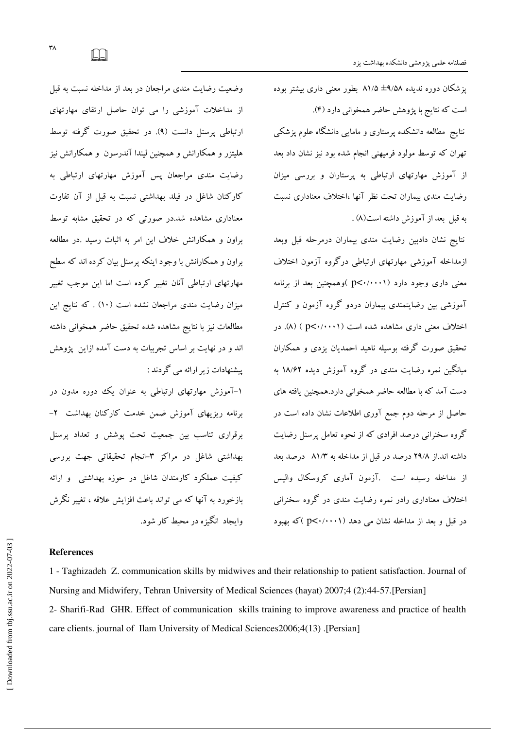پزشکان دوره ندیده ۹/۵۸± ۸۱/۵ بطور معنی داری بیشتر بوده است که نتایج با پژوهش حاضر همخوانی دارد (۴).

نتایج مطالعه دانشکده پرستاری و مامایی دانشگاه علوم پزشکی تهران که توسط مولود فرمیهنی انجام شده بود نیز نشان داد بعد از آموزش مهارتهای ارتباطی به پرستاران و بررسی میزان رضایت مندی بیماران تحت نظر آنها ،اختلاف معناداری نسبت به قبل بعد از آموزش داشته است(۸) .

نتایج نشان دادبین رضایت مندی بیماران درمرحله قبل وبعد ازمداخله آموزشی مهارتهای ارتباطی درگروه آزمون اختلاف معنی داری وجود دارد ($p<0.0001$ )وهمچنین بعد از برنامه آموزشی بین رضایتمندی بیماران دردو گروه آزمون و کنترل اختلاف معنی داری مشاهده شده است ( $p<0.0001$ ) (۸). در تحقیق صورت گرفته بوسیله ناهید احمدیان یزدی و همکاران میانگین نمره رضایت مندی در گروه آموزش دیده ۱۸/۶۲ به دست آمد که با مطالعه حاضر همخوانی دارد.همچنین یافته های حاصل از مرحله دوم جمع آوری اطلاعات نشان داده است در گروه سخنرانی درصد افرادی که از نحوه تعامل پرسنل رضایت داشته اند.از ۲۹/۸ درصد در قبل از مداخله به ۸۱/۳ درصد بعد از مداخله رسیده است .آزمون آماری کروسکال والیس اختلاف معناداری رادر نمره رضایت مندی در گروه سخنرانی در قبل و بعد از مداخله نشان می دهد ($p<0.0001$ )که بهبود وضعیت رضایت مندی مراجعان در بعد از مداخله نسبت به قبل از مداخلات آموزشی را می توان حاصل ارتقای مهارتهای ارتباطی پرسنل دانست (۹). در تحقیق صورت گرفته توسط هلیتزر و همکارانش و همچنین لیندا آندرسون و همکارانش نیز رضایت مندی مراجعان پس آموزش مهارتهای ارتباطی به کارکنان شاغل در فیلد بهداشتی نسبت به قبل از آن تفاوت معناداری مشاهده شد.در صورتی که در تحقیق مشابه توسط براون و همکارانش خلاف این امر به اثبات رسید .در مطالعه براون و همکارانش با وجود اینکه پرسنل بیان کرده اند که سطح مهارتهای ارتباطی آنان تغییر کرده است اما این موجب تغییر میزان رضایت مندی مراجعان نشده است (۱۰) . که نتایج این مطالعات نیز با نتایج مشاهده شده تحقیق حاضر همخوانی داشته اند و در نهایت بر اساس تجربیات به دست آمده ازاین پژوهش پیشنهادات زیر ارائه می گردند :

۱-آموزش مهارتهای ارتباطی به عنوان یک دوره مدون در برنامه ریزیهای آموزش ضمن خدمت کارکنان بهداشت ۲- برقراری تناسب بین جمعیت تحت پوشش و تعداد پرسنل بهداشتی شاغل در مراکز ۳-انجام تحقیقاتی جهت بررسی کیفیت عملکرد کارمندان شاغل در حوزه بهداشتی و ارائه بازخورد به آنها که می تواند باعث افزایش علاقه ، تغییر نگرش وایجاد انگیزه در محیط کار شود.

## References

1 - Taghizadeh Z. communication skills by midwives and their relationship to patient satisfaction. Journal of Nursing and Midwifery, Tehran University of Medical Sciences (hayat) 2007;4 (2):44-57.[Persian]

2- Sharifi-Rad GHR. Effect of communication skills training to improve awareness and practice of health care clients. journal of Ilam University of Medical Sciences2006;4(13) .[Persian]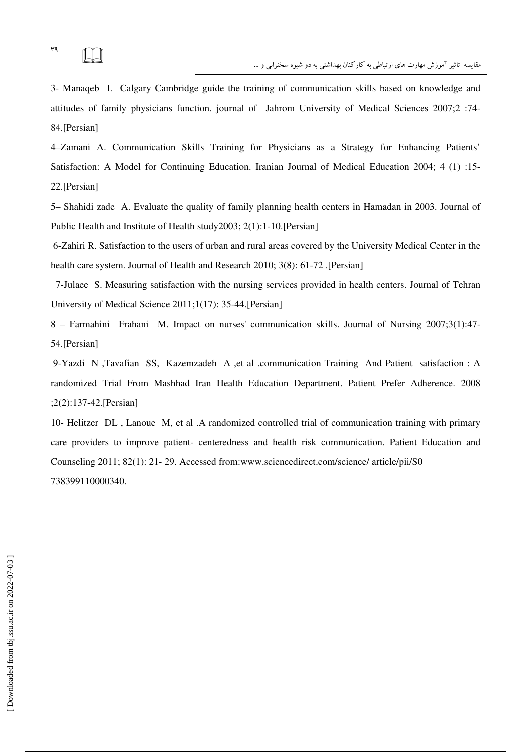3- Manaqeb I. Calgary Cambridge guide the training of communication skills based on knowledge and attitudes of family physicians function. journal of Jahrom University of Medical Sciences 2007;2 :74-84.[Persian]

4–Zamani A. Communication Skills Training for Physicians as a Strategy for Enhancing Patients' Satisfaction: A Model for Continuing Education. Iranian Journal of Medical Education 2004; 4 (1) :15-22.[Persian]

5– Shahidi zade A. Evaluate the quality of family planning health centers in Hamadan in 2003. Journal of Public Health and Institute of Health study2003; 2(1):1-10.[Persian]

6-Zahiri R. Satisfaction to the users of urban and rural areas covered by the University Medical Center in the health care system. Journal of Health and Research 2010; 3(8): 61-72 .[Persian]

7-Julaee S. Measuring satisfaction with the nursing services provided in health centers. Journal of Tehran University of Medical Science 2011;1(17): 35-44.[Persian]

8 – Farmahini Frahani M. Impact on nurses' communication skills. Journal of Nursing 2007;3(1):47-54.[Persian]

9-Yazdi N ,Tavafian SS, Kazemzadeh A ,et al .communication Training And Patient satisfaction : A randomized Trial From Mashhad Iran Health Education Department. Patient Prefer Adherence. 2008 ;2(2):137-42.[Persian]

10- Helitzer DL , Lanoue M, et al .A randomized controlled trial of communication training with primary care providers to improve patient- centeredness and health risk communication. Patient Education and Counseling 2011; 82(1): 21- 29. Accessed from:www.sciencedirect.com/science/ article/pii/S0 738399110000340.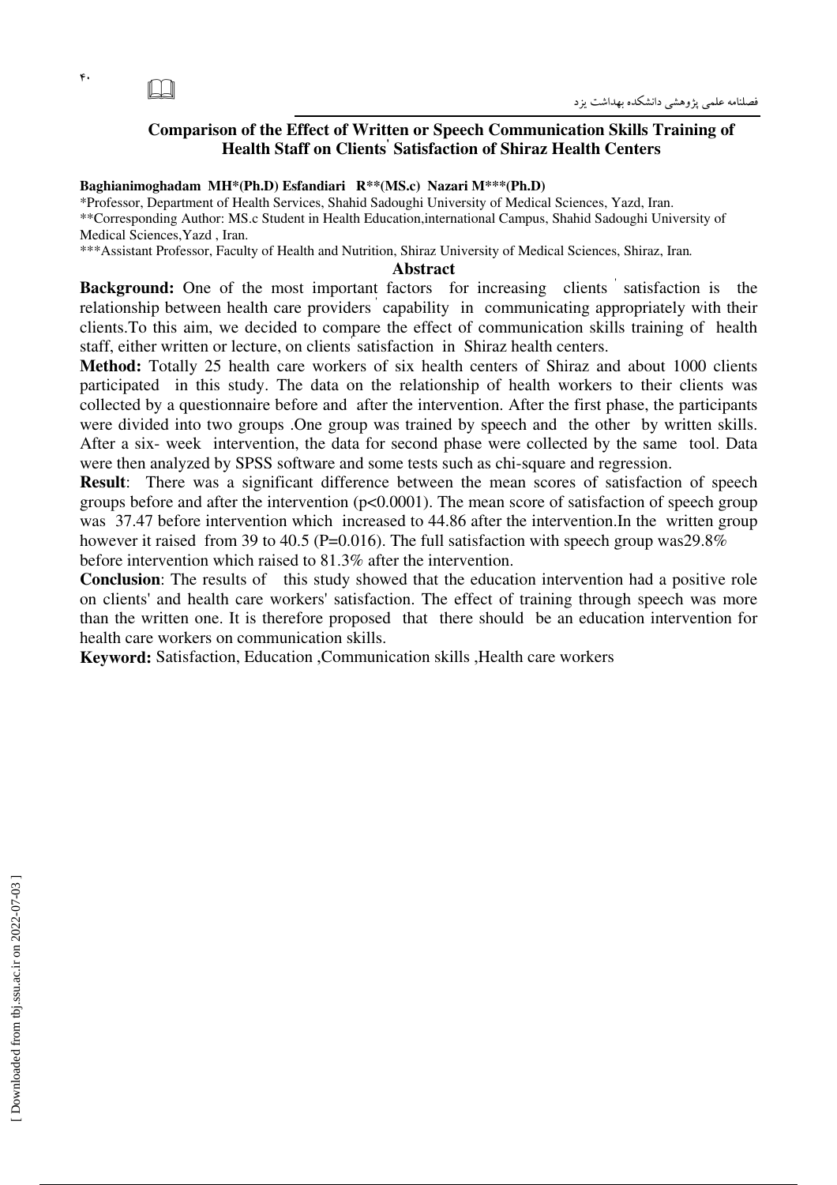# Comparison of the Effect of Written or Speech Communication Skills Training of Health Staff on Clients' Satisfaction of Shiraz Health Centers

**Baghianimoghadam MH*(Ph.D) Esfandiari R**(MS.c) Nazari M***(Ph.D)**

*Professor, Department of Health Services, Shahid Sadoughi University of Medical Sciences, Yazd, Iran.

**Corresponding Author: MS.c Student in Health Education,international Campus, Shahid Sadoughi University of Medical Sciences,Yazd , Iran.

***Assistant Professor, Faculty of Health and Nutrition, Shiraz University of Medical Sciences, Shiraz, Iran.

## Abstract

**Background:** One of the most important factors for increasing clients' satisfaction is the relationship between health care providers' capability in communicating appropriately with their clients.To this aim, we decided to compare the effect of communication skills training of health staff, either written or lecture, on clients' satisfaction in Shiraz health centers.

**Method:** Totally 25 health care workers of six health centers of Shiraz and about 1000 clients participated in this study. The data on the relationship of health workers to their clients was collected by a questionnaire before and after the intervention. After the first phase, the participants were divided into two groups .One group was trained by speech and the other by written skills. After a six- week intervention, the data for second phase were collected by the same tool. Data were then analyzed by SPSS software and some tests such as chi-square and regression.

**Result**: There was a significant difference between the mean scores of satisfaction of speech groups before and after the intervention ($p<0.0001$). The mean score of satisfaction of speech group was 37.47 before intervention which increased to 44.86 after the intervention.In the written group however it raised from 39 to 40.5 ($P=0.016$). The full satisfaction with speech group was29.8% before intervention which raised to 81.3% after the intervention.

**Conclusion**: The results of this study showed that the education intervention had a positive role on clients' and health care workers' satisfaction. The effect of training through speech was more than the written one. It is therefore proposed that there should be an education intervention for health care workers on communication skills.

**Keyword:** Satisfaction, Education ,Communication skills ,Health care workers